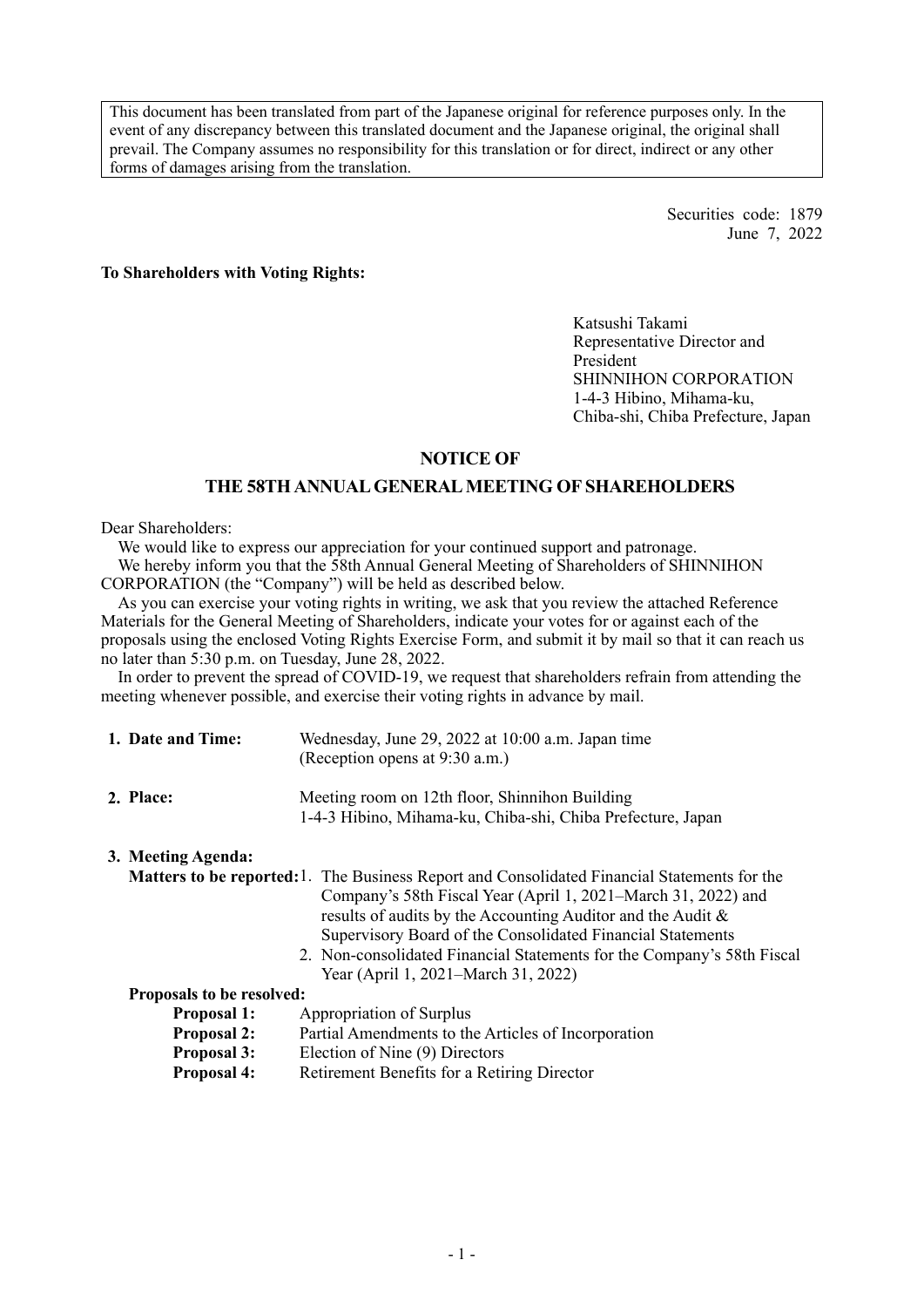This document has been translated from part of the Japanese original for reference purposes only. In the event of any discrepancy between this translated document and the Japanese original, the original shall prevail. The Company assumes no responsibility for this translation or for direct, indirect or any other forms of damages arising from the translation.

Securities code: 1879
June 7, 2022

**To Shareholders with Voting Rights:**

Katsushi Takami
Representative Director and President
SHINNIHON CORPORATION
1-4-3 Hibino, Mihama-ku,
Chiba-shi, Chiba Prefecture, Japan

## NOTICE OF
## THE 58TH ANNUAL GENERAL MEETING OF SHAREHOLDERS

Dear Shareholders:

We would like to express our appreciation for your continued support and patronage.

We hereby inform you that the 58th Annual General Meeting of Shareholders of SHINNIHON CORPORATION (the "Company") will be held as described below.

As you can exercise your voting rights in writing, we ask that you review the attached Reference Materials for the General Meeting of Shareholders, indicate your votes for or against each of the proposals using the enclosed Voting Rights Exercise Form, and submit it by mail so that it can reach us no later than 5:30 p.m. on Tuesday, June 28, 2022.

In order to prevent the spread of COVID-19, we request that shareholders refrain from attending the meeting whenever possible, and exercise their voting rights in advance by mail.

**1. Date and Time:** Wednesday, June 29, 2022 at 10:00 a.m. Japan time
(Reception opens at 9:30 a.m.)

**2. Place:** Meeting room on 12th floor, Shinnihon Building
1-4-3 Hibino, Mihama-ku, Chiba-shi, Chiba Prefecture, Japan

**3. Meeting Agenda:**

**Matters to be reported:**
1. The Business Report and Consolidated Financial Statements for the Company's 58th Fiscal Year (April 1, 2021–March 31, 2022) and results of audits by the Accounting Auditor and the Audit & Supervisory Board of the Consolidated Financial Statements
2. Non-consolidated Financial Statements for the Company's 58th Fiscal Year (April 1, 2021–March 31, 2022)

**Proposals to be resolved:**

**Proposal 1:** Appropriation of Surplus
**Proposal 2:** Partial Amendments to the Articles of Incorporation
**Proposal 3:** Election of Nine (9) Directors
**Proposal 4:** Retirement Benefits for a Retiring Director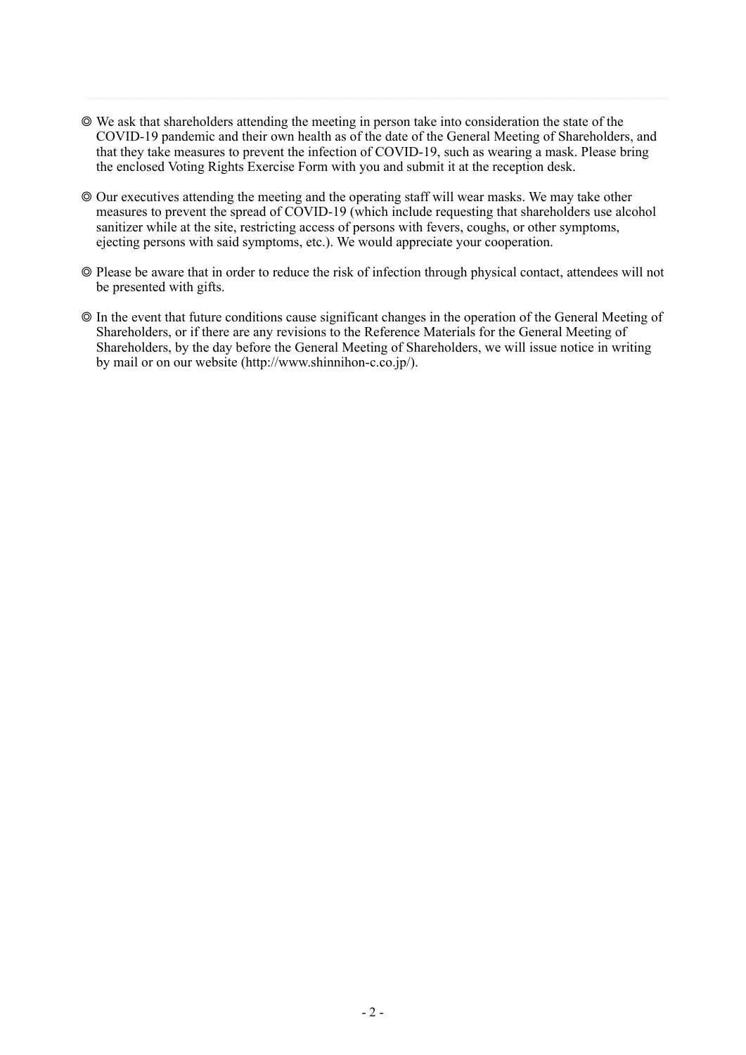◎ We ask that shareholders attending the meeting in person take into consideration the state of the COVID-19 pandemic and their own health as of the date of the General Meeting of Shareholders, and that they take measures to prevent the infection of COVID-19, such as wearing a mask. Please bring the enclosed Voting Rights Exercise Form with you and submit it at the reception desk.

◎ Our executives attending the meeting and the operating staff will wear masks. We may take other measures to prevent the spread of COVID-19 (which include requesting that shareholders use alcohol sanitizer while at the site, restricting access of persons with fevers, coughs, or other symptoms, ejecting persons with said symptoms, etc.). We would appreciate your cooperation.

◎ Please be aware that in order to reduce the risk of infection through physical contact, attendees will not be presented with gifts.

◎ In the event that future conditions cause significant changes in the operation of the General Meeting of Shareholders, or if there are any revisions to the Reference Materials for the General Meeting of Shareholders, by the day before the General Meeting of Shareholders, we will issue notice in writing by mail or on our website (http://www.shinnihon-c.co.jp/).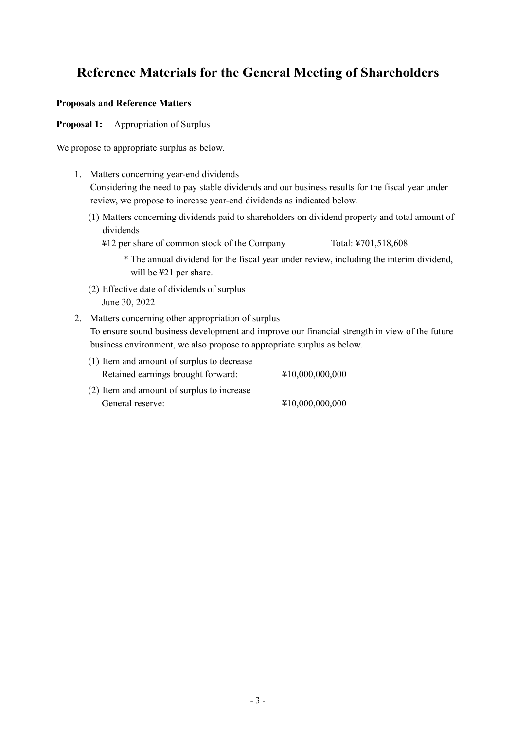# Reference Materials for the General Meeting of Shareholders

**Proposals and Reference Matters**

**Proposal 1:** Appropriation of Surplus

We propose to appropriate surplus as below.

1. Matters concerning year-end dividends
   Considering the need to pay stable dividends and our business results for the fiscal year under review, we propose to increase year-end dividends as indicated below.
   (1) Matters concerning dividends paid to shareholders on dividend property and total amount of dividends
   ¥12 per share of common stock of the Company Total: ¥701,518,608
   * The annual dividend for the fiscal year under review, including the interim dividend, will be ¥21 per share.
   (2) Effective date of dividends of surplus
   June 30, 2022
2. Matters concerning other appropriation of surplus
   To ensure sound business development and improve our financial strength in view of the future business environment, we also propose to appropriate surplus as below.
   (1) Item and amount of surplus to decrease
   Retained earnings brought forward: ¥10,000,000,000
   (2) Item and amount of surplus to increase
   General reserve: ¥10,000,000,000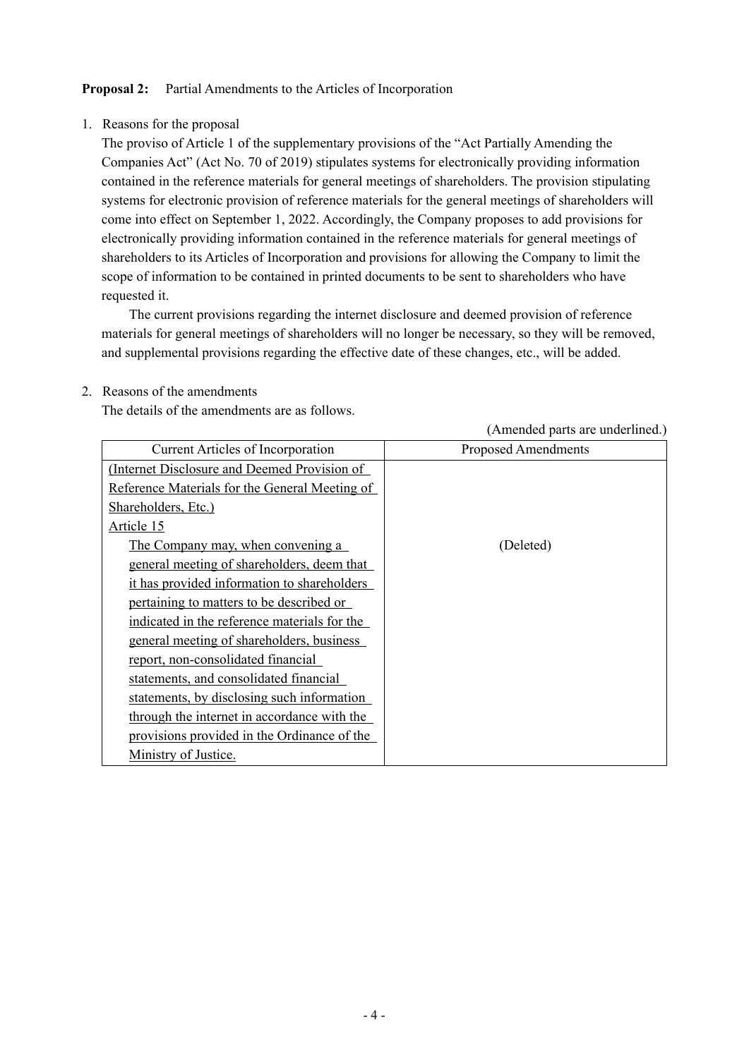**Proposal 2:** Partial Amendments to the Articles of Incorporation

1. Reasons for the proposal

   The proviso of Article 1 of the supplementary provisions of the "Act Partially Amending the Companies Act" (Act No. 70 of 2019) stipulates systems for electronically providing information contained in the reference materials for general meetings of shareholders. The provision stipulating systems for electronic provision of reference materials for the general meetings of shareholders will come into effect on September 1, 2022. Accordingly, the Company proposes to add provisions for electronically providing information contained in the reference materials for general meetings of shareholders to its Articles of Incorporation and provisions for allowing the Company to limit the scope of information to be contained in printed documents to be sent to shareholders who have requested it.

   The current provisions regarding the internet disclosure and deemed provision of reference materials for general meetings of shareholders will no longer be necessary, so they will be removed, and supplemental provisions regarding the effective date of these changes, etc., will be added.

2. Reasons of the amendments

   The details of the amendments are as follows.

(Amended parts are underlined.)

| Current Articles of Incorporation | Proposed Amendments |
|---|---|
| <u>(Internet Disclosure and Deemed Provision of Reference Materials for the General Meeting of Shareholders, Etc.)</u><br><u>Article 15</u><br><u>The Company may, when convening a general meeting of shareholders, deem that it has provided information to shareholders pertaining to matters to be described or indicated in the reference materials for the general meeting of shareholders, business report, non-consolidated financial statements, and consolidated financial statements, by disclosing such information through the internet in accordance with the provisions provided in the Ordinance of the Ministry of Justice.</u> | (Deleted) |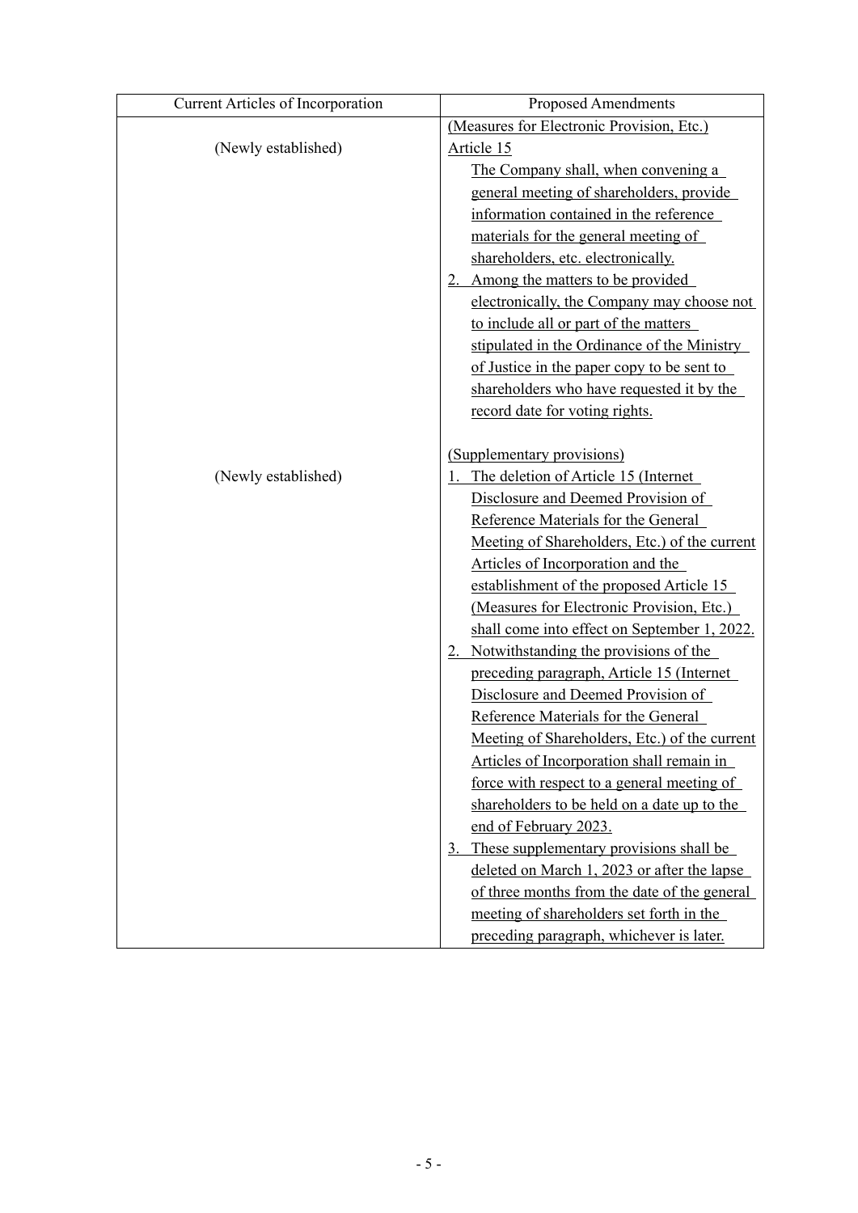| Current Articles of Incorporation | Proposed Amendments |
| --- | --- |
| (Newly established) | (Measures for Electronic Provision, Etc.)<br>Article 15<br>The Company shall, when convening a general meeting of shareholders, provide information contained in the reference materials for the general meeting of shareholders, etc. electronically.<br>2. Among the matters to be provided electronically, the Company may choose not to include all or part of the matters stipulated in the Ordinance of the Ministry of Justice in the paper copy to be sent to shareholders who have requested it by the record date for voting rights. |
| (Newly established) | (Supplementary provisions)<br>1. The deletion of Article 15 (Internet Disclosure and Deemed Provision of Reference Materials for the General Meeting of Shareholders, Etc.) of the current Articles of Incorporation and the establishment of the proposed Article 15 (Measures for Electronic Provision, Etc.) shall come into effect on September 1, 2022.<br>2. Notwithstanding the provisions of the preceding paragraph, Article 15 (Internet Disclosure and Deemed Provision of Reference Materials for the General Meeting of Shareholders, Etc.) of the current Articles of Incorporation shall remain in force with respect to a general meeting of shareholders to be held on a date up to the end of February 2023.<br>3. These supplementary provisions shall be deleted on March 1, 2023 or after the lapse of three months from the date of the general meeting of shareholders set forth in the preceding paragraph, whichever is later. |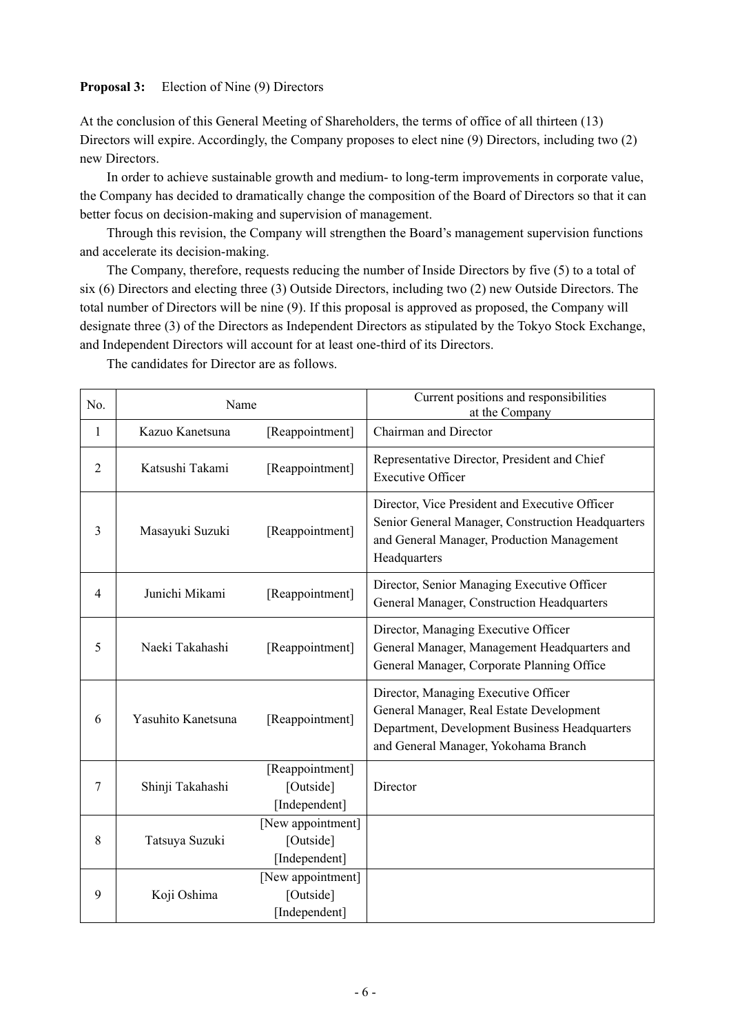**Proposal 3:** Election of Nine (9) Directors

At the conclusion of this General Meeting of Shareholders, the terms of office of all thirteen (13) Directors will expire. Accordingly, the Company proposes to elect nine (9) Directors, including two (2) new Directors.

In order to achieve sustainable growth and medium- to long-term improvements in corporate value, the Company has decided to dramatically change the composition of the Board of Directors so that it can better focus on decision-making and supervision of management.

Through this revision, the Company will strengthen the Board's management supervision functions and accelerate its decision-making.

The Company, therefore, requests reducing the number of Inside Directors by five (5) to a total of six (6) Directors and electing three (3) Outside Directors, including two (2) new Outside Directors. The total number of Directors will be nine (9). If this proposal is approved as proposed, the Company will designate three (3) of the Directors as Independent Directors as stipulated by the Tokyo Stock Exchange, and Independent Directors will account for at least one-third of its Directors.

The candidates for Director are as follows.

| No. | Name | | Current positions and responsibilities at the Company |
|---|---|---|---|
| 1 | Kazuo Kanetsuna | [Reappointment] | Chairman and Director |
| 2 | Katsushi Takami | [Reappointment] | Representative Director, President and Chief Executive Officer |
| 3 | Masayuki Suzuki | [Reappointment] | Director, Vice President and Executive Officer<br>Senior General Manager, Construction Headquarters and General Manager, Production Management Headquarters |
| 4 | Junichi Mikami | [Reappointment] | Director, Senior Managing Executive Officer<br>General Manager, Construction Headquarters |
| 5 | Naeki Takahashi | [Reappointment] | Director, Managing Executive Officer<br>General Manager, Management Headquarters and General Manager, Corporate Planning Office |
| 6 | Yasuhito Kanetsuna | [Reappointment] | Director, Managing Executive Officer<br>General Manager, Real Estate Development Department, Development Business Headquarters and General Manager, Yokohama Branch |
| 7 | Shinji Takahashi | [Reappointment]<br>[Outside]<br>[Independent] | Director |
| 8 | Tatsuya Suzuki | [New appointment]<br>[Outside]<br>[Independent] | |
| 9 | Koji Oshima | [New appointment]<br>[Outside]<br>[Independent] | |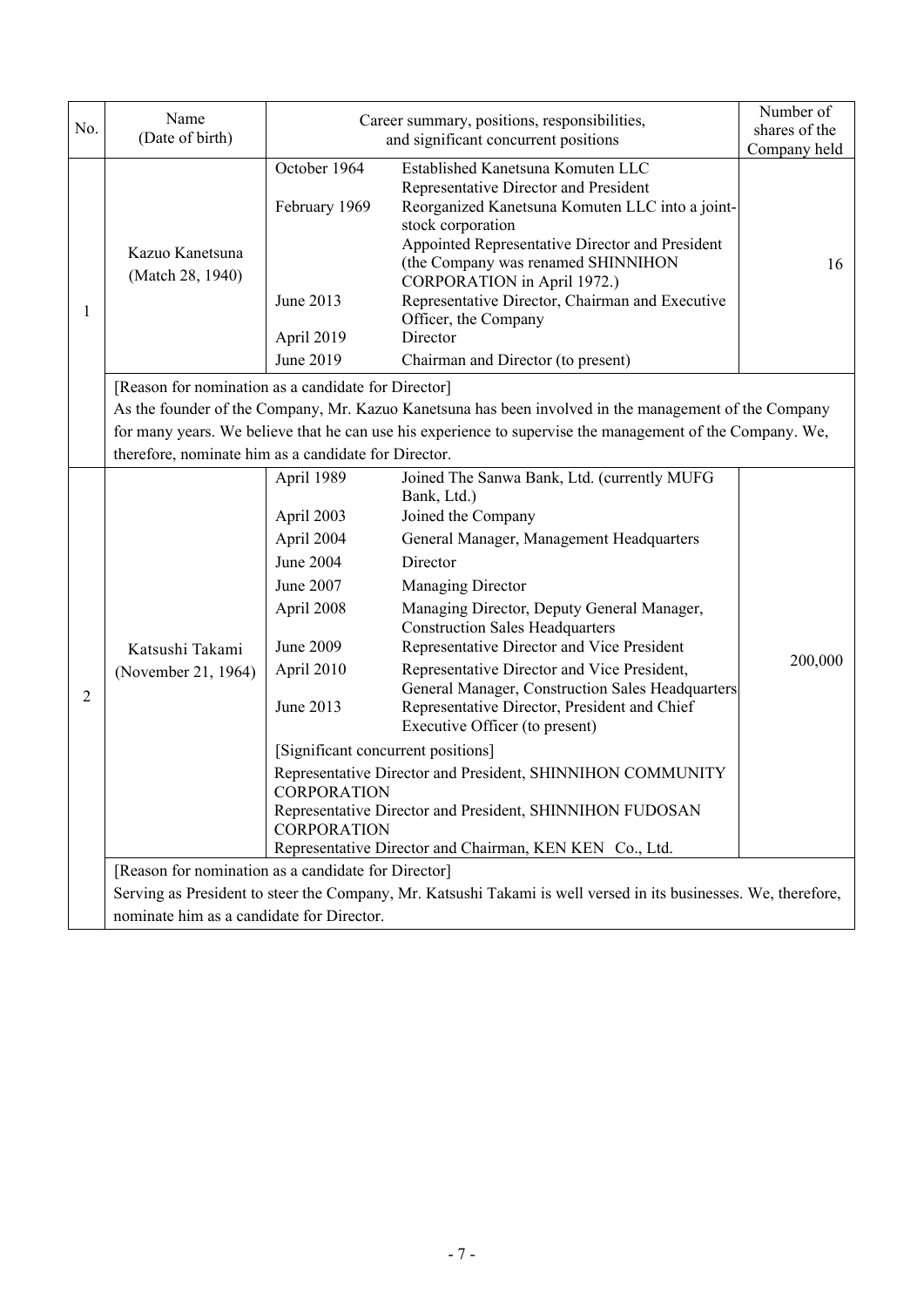| No. | Name (Date of birth) | Career summary, positions, responsibilities, and significant concurrent positions | | Number of shares of the Company held |
|---|---|---|---|---|
| 1 | Kazuo Kanetsuna (Match 28, 1940) | October 1964 | Established Kanetsuna Komuten LLC Representative Director and President | 16 |
| | | February 1969 | Reorganized Kanetsuna Komuten LLC into a joint-stock corporation Appointed Representative Director and President (the Company was renamed SHINNIHON CORPORATION in April 1972.) | |
| | | June 2013 | Representative Director, Chairman and Executive Officer, the Company | |
| | | April 2019 | Director | |
| | | June 2019 | Chairman and Director (to present) | |
| | [Reason for nomination as a candidate for Director] As the founder of the Company, Mr. Kazuo Kanetsuna has been involved in the management of the Company for many years. We believe that he can use his experience to supervise the management of the Company. We, therefore, nominate him as a candidate for Director. | | | |
| 2 | Katsushi Takami (November 21, 1964) | April 1989 | Joined The Sanwa Bank, Ltd. (currently MUFG Bank, Ltd.) | 200,000 |
| | | April 2003 | Joined the Company | |
| | | April 2004 | General Manager, Management Headquarters | |
| | | June 2004 | Director | |
| | | June 2007 | Managing Director | |
| | | April 2008 | Managing Director, Deputy General Manager, Construction Sales Headquarters | |
| | | June 2009 | Representative Director and Vice President | |
| | | April 2010 | Representative Director and Vice President, General Manager, Construction Sales Headquarters | |
| | | June 2013 | Representative Director, President and Chief Executive Officer (to present) | |
| | | [Significant concurrent positions] Representative Director and President, SHINNIHON COMMUNITY CORPORATION Representative Director and President, SHINNIHON FUDOSAN CORPORATION Representative Director and Chairman, KEN KEN Co., Ltd. | | |
| | [Reason for nomination as a candidate for Director] Serving as President to steer the Company, Mr. Katsushi Takami is well versed in its businesses. We, therefore, nominate him as a candidate for Director. | | | |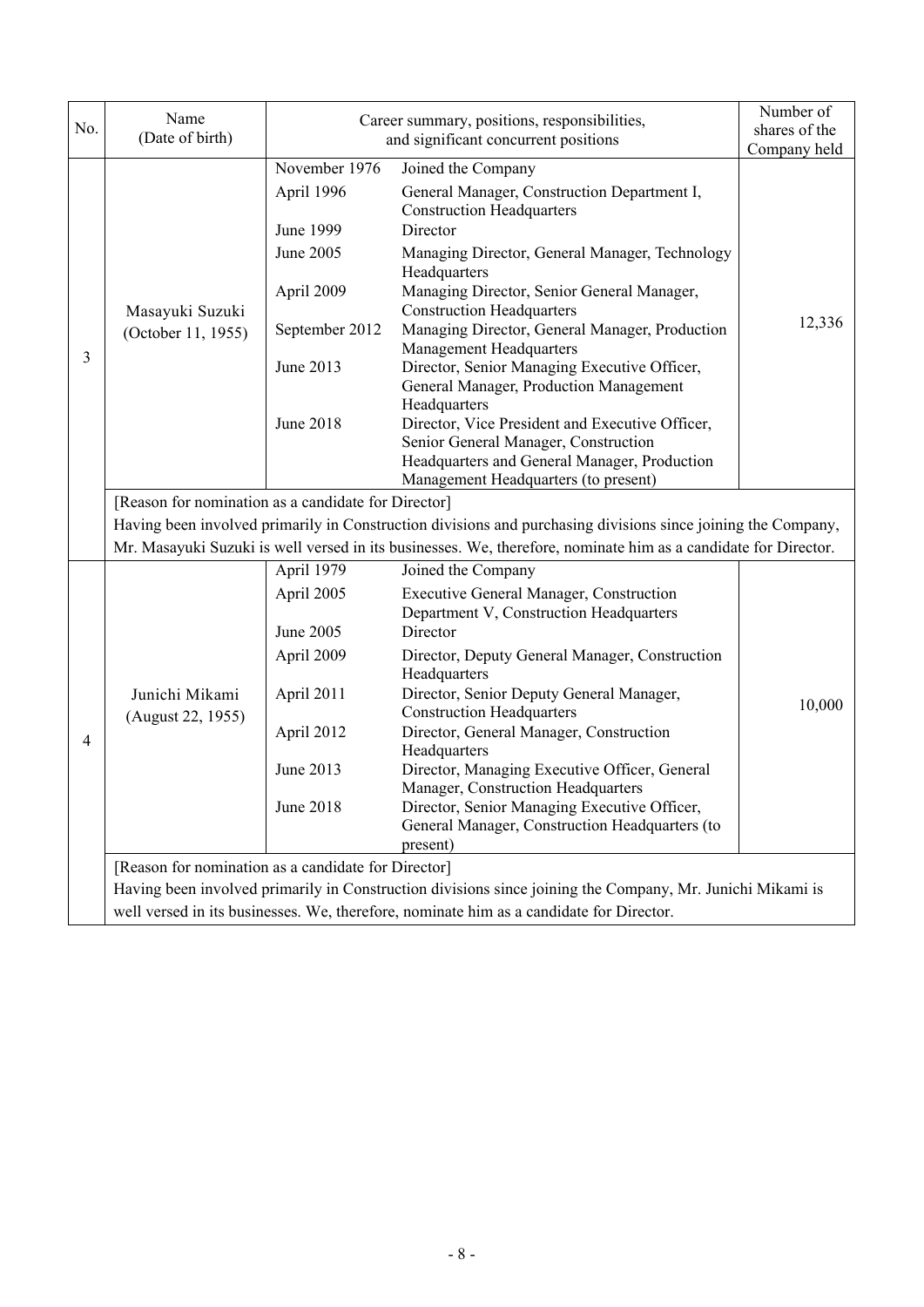| No. | Name (Date of birth) | Career summary, positions, responsibilities, and significant concurrent positions | | Number of shares of the Company held |
|---|---|---|---|---|
| 3 | Masayuki Suzuki (October 11, 1955) | November 1976 | Joined the Company | 12,336 |
| | | April 1996 | General Manager, Construction Department I, Construction Headquarters | |
| | | June 1999 | Director | |
| | | June 2005 | Managing Director, General Manager, Technology Headquarters | |
| | | April 2009 | Managing Director, Senior General Manager, Construction Headquarters | |
| | | September 2012 | Managing Director, General Manager, Production Management Headquarters | |
| | | June 2013 | Director, Senior Managing Executive Officer, General Manager, Production Management Headquarters | |
| | | June 2018 | Director, Vice President and Executive Officer, Senior General Manager, Construction Headquarters and General Manager, Production Management Headquarters (to present) | |
| | [Reason for nomination as a candidate for Director] Having been involved primarily in Construction divisions and purchasing divisions since joining the Company, Mr. Masayuki Suzuki is well versed in its businesses. We, therefore, nominate him as a candidate for Director. | | | |
| 4 | Junichi Mikami (August 22, 1955) | April 1979 | Joined the Company | 10,000 |
| | | April 2005 | Executive General Manager, Construction Department V, Construction Headquarters | |
| | | June 2005 | Director | |
| | | April 2009 | Director, Deputy General Manager, Construction Headquarters | |
| | | April 2011 | Director, Senior Deputy General Manager, Construction Headquarters | |
| | | April 2012 | Director, General Manager, Construction Headquarters | |
| | | June 2013 | Director, Managing Executive Officer, General Manager, Construction Headquarters | |
| | | June 2018 | Director, Senior Managing Executive Officer, General Manager, Construction Headquarters (to present) | |
| | [Reason for nomination as a candidate for Director] Having been involved primarily in Construction divisions since joining the Company, Mr. Junichi Mikami is well versed in its businesses. We, therefore, nominate him as a candidate for Director. | | | |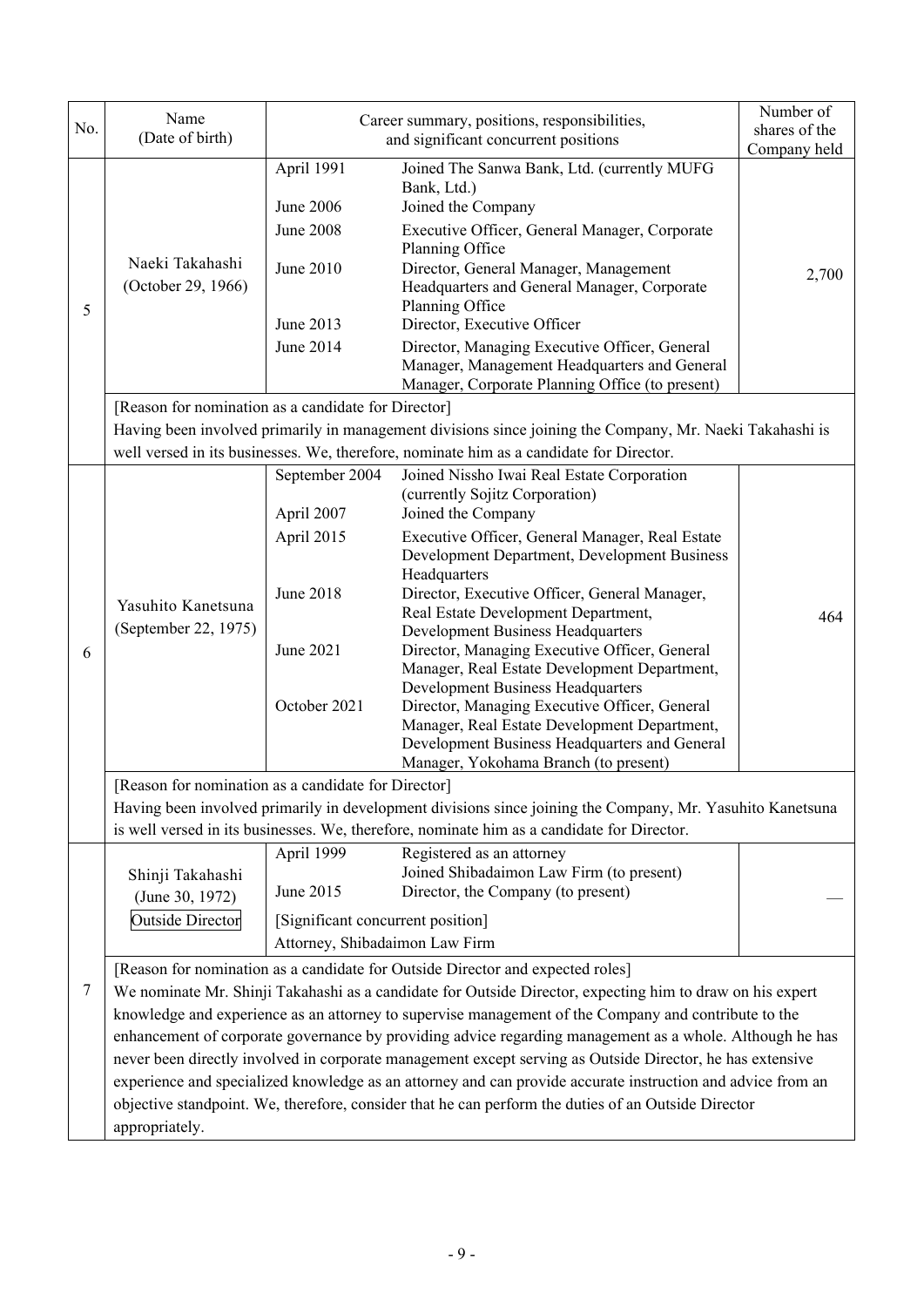| No. | Name (Date of birth) | Career summary, positions, responsibilities, and significant concurrent positions | | Number of shares of the Company held |
|---|---|---|---|---|
| 5 | Naeki Takahashi (October 29, 1966) | April 1991 | Joined The Sanwa Bank, Ltd. (currently MUFG Bank, Ltd.) | 2,700 |
| | | June 2006 | Joined the Company | |
| | | June 2008 | Executive Officer, General Manager, Corporate Planning Office | |
| | | June 2010 | Director, General Manager, Management Headquarters and General Manager, Corporate Planning Office | |
| | | June 2013 | Director, Executive Officer | |
| | | June 2014 | Director, Managing Executive Officer, General Manager, Management Headquarters and General Manager, Corporate Planning Office (to present) | |
| | [Reason for nomination as a candidate for Director] Having been involved primarily in management divisions since joining the Company, Mr. Naeki Takahashi is well versed in its businesses. We, therefore, nominate him as a candidate for Director. | | | |
| 6 | Yasuhito Kanetsuna (September 22, 1975) | September 2004 | Joined Nissho Iwai Real Estate Corporation (currently Sojitz Corporation) | 464 |
| | | April 2007 | Joined the Company | |
| | | April 2015 | Executive Officer, General Manager, Real Estate Development Department, Development Business Headquarters | |
| | | June 2018 | Director, Executive Officer, General Manager, Real Estate Development Department, Development Business Headquarters | |
| | | June 2021 | Director, Managing Executive Officer, General Manager, Real Estate Development Department, Development Business Headquarters | |
| | | October 2021 | Director, Managing Executive Officer, General Manager, Real Estate Development Department, Development Business Headquarters and General Manager, Yokohama Branch (to present) | |
| | [Reason for nomination as a candidate for Director] Having been involved primarily in development divisions since joining the Company, Mr. Yasuhito Kanetsuna is well versed in its businesses. We, therefore, nominate him as a candidate for Director. | | | |
| 7 | Shinji Takahashi (June 30, 1972) Outside Director | April 1999 | Registered as an attorney Joined Shibadaimon Law Firm (to present) | — |
| | | June 2015 | Director, the Company (to present) | |
| | | [Significant concurrent position] Attorney, Shibadaimon Law Firm | | |
| | [Reason for nomination as a candidate for Outside Director and expected roles] We nominate Mr. Shinji Takahashi as a candidate for Outside Director, expecting him to draw on his expert knowledge and experience as an attorney to supervise management of the Company and contribute to the enhancement of corporate governance by providing advice regarding management as a whole. Although he has never been directly involved in corporate management except serving as Outside Director, he has extensive experience and specialized knowledge as an attorney and can provide accurate instruction and advice from an objective standpoint. We, therefore, consider that he can perform the duties of an Outside Director appropriately. | | | |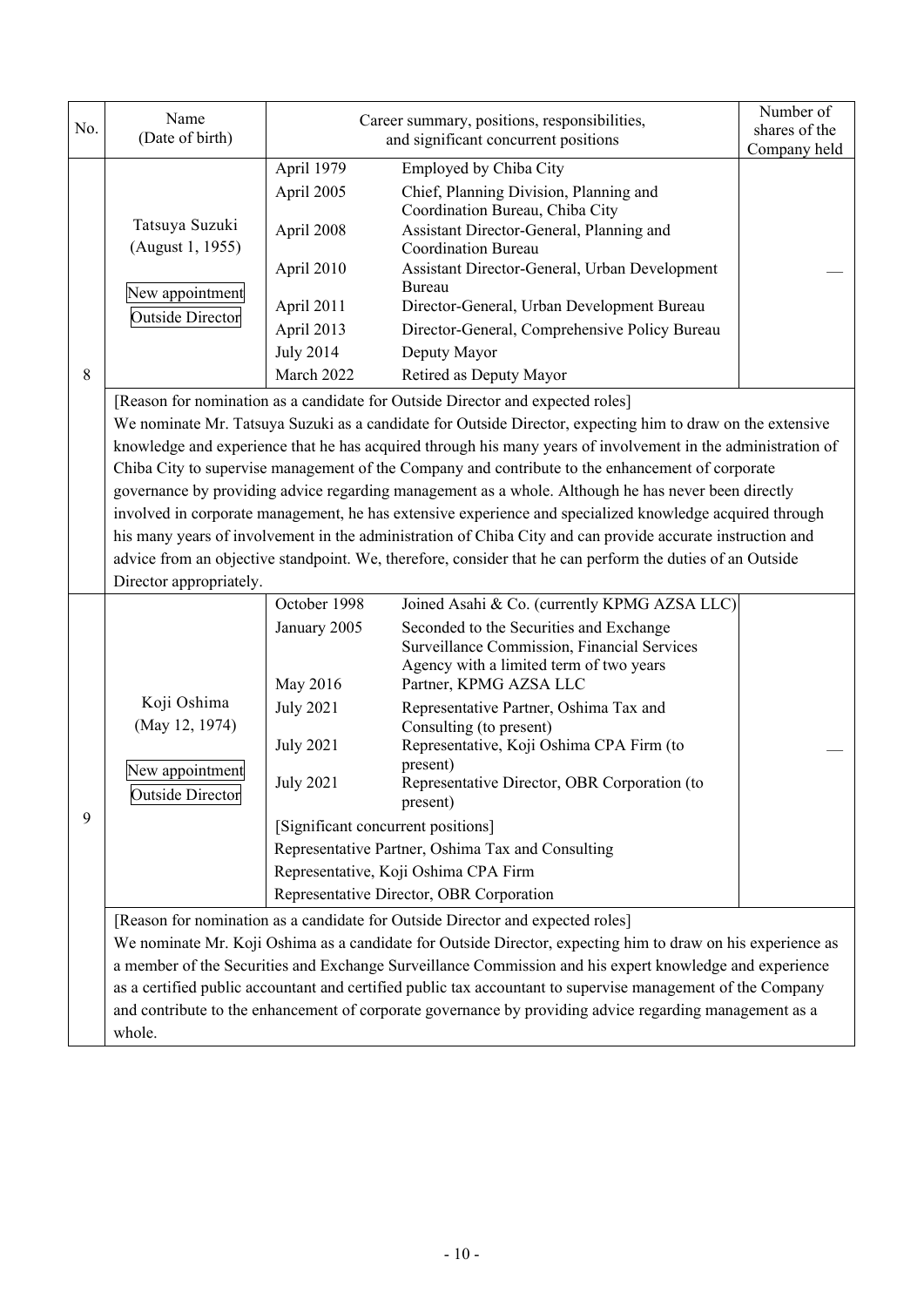| No. | Name (Date of birth) | Career summary, positions, responsibilities, and significant concurrent positions | | Number of shares of the Company held |
|---|---|---|---|---|
| 8 | Tatsuya Suzuki (August 1, 1955) New appointment Outside Director | April 1979 | Employed by Chiba City | — |
| | | April 2005 | Chief, Planning Division, Planning and Coordination Bureau, Chiba City | |
| | | April 2008 | Assistant Director-General, Planning and Coordination Bureau | |
| | | April 2010 | Assistant Director-General, Urban Development Bureau | |
| | | April 2011 | Director-General, Urban Development Bureau | |
| | | April 2013 | Director-General, Comprehensive Policy Bureau | |
| | | July 2014 | Deputy Mayor | |
| | | March 2022 | Retired as Deputy Mayor | |
| | [Reason for nomination as a candidate for Outside Director and expected roles] We nominate Mr. Tatsuya Suzuki as a candidate for Outside Director, expecting him to draw on the extensive knowledge and experience that he has acquired through his many years of involvement in the administration of Chiba City to supervise management of the Company and contribute to the enhancement of corporate governance by providing advice regarding management as a whole. Although he has never been directly involved in corporate management, he has extensive experience and specialized knowledge acquired through his many years of involvement in the administration of Chiba City and can provide accurate instruction and advice from an objective standpoint. We, therefore, consider that he can perform the duties of an Outside Director appropriately. | | | |
| 9 | Koji Oshima (May 12, 1974) New appointment Outside Director | October 1998 | Joined Asahi & Co. (currently KPMG AZSA LLC) | — |
| | | January 2005 | Seconded to the Securities and Exchange Surveillance Commission, Financial Services Agency with a limited term of two years | |
| | | May 2016 | Partner, KPMG AZSA LLC | |
| | | July 2021 | Representative Partner, Oshima Tax and Consulting (to present) | |
| | | July 2021 | Representative, Koji Oshima CPA Firm (to present) | |
| | | July 2021 | Representative Director, OBR Corporation (to present) | |
| | | [Significant concurrent positions] Representative Partner, Oshima Tax and Consulting Representative, Koji Oshima CPA Firm Representative Director, OBR Corporation | | |
| | [Reason for nomination as a candidate for Outside Director and expected roles] We nominate Mr. Koji Oshima as a candidate for Outside Director, expecting him to draw on his experience as a member of the Securities and Exchange Surveillance Commission and his expert knowledge and experience as a certified public accountant and certified public tax accountant to supervise management of the Company and contribute to the enhancement of corporate governance by providing advice regarding management as a whole. | | | |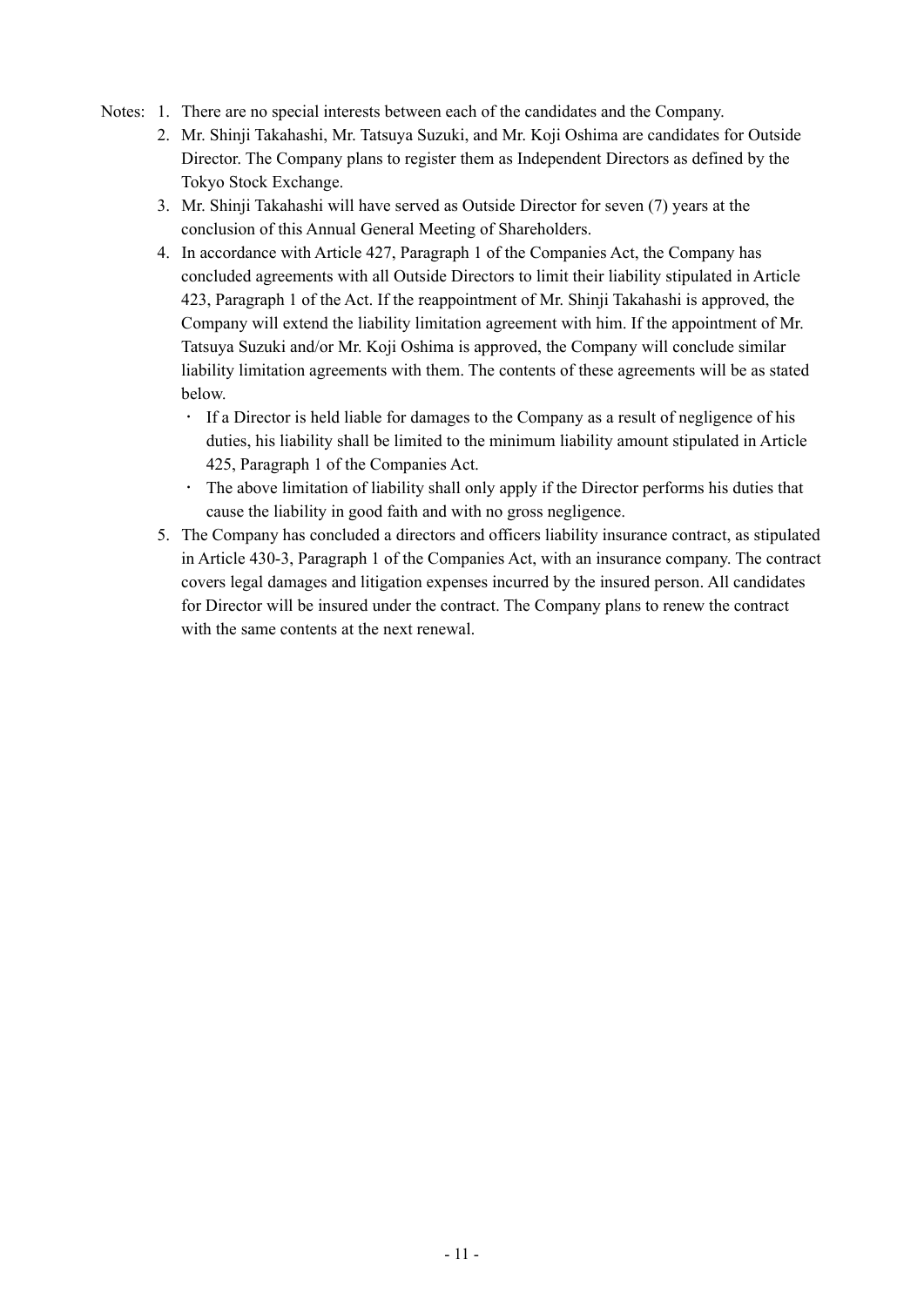Notes:
1. There are no special interests between each of the candidates and the Company.
2. Mr. Shinji Takahashi, Mr. Tatsuya Suzuki, and Mr. Koji Oshima are candidates for Outside Director. The Company plans to register them as Independent Directors as defined by the Tokyo Stock Exchange.
3. Mr. Shinji Takahashi will have served as Outside Director for seven (7) years at the conclusion of this Annual General Meeting of Shareholders.
4. In accordance with Article 427, Paragraph 1 of the Companies Act, the Company has concluded agreements with all Outside Directors to limit their liability stipulated in Article 423, Paragraph 1 of the Act. If the reappointment of Mr. Shinji Takahashi is approved, the Company will extend the liability limitation agreement with him. If the appointment of Mr. Tatsuya Suzuki and/or Mr. Koji Oshima is approved, the Company will conclude similar liability limitation agreements with them. The contents of these agreements will be as stated below.
   - If a Director is held liable for damages to the Company as a result of negligence of his duties, his liability shall be limited to the minimum liability amount stipulated in Article 425, Paragraph 1 of the Companies Act.
   - The above limitation of liability shall only apply if the Director performs his duties that cause the liability in good faith and with no gross negligence.
5. The Company has concluded a directors and officers liability insurance contract, as stipulated in Article 430-3, Paragraph 1 of the Companies Act, with an insurance company. The contract covers legal damages and litigation expenses incurred by the insured person. All candidates for Director will be insured under the contract. The Company plans to renew the contract with the same contents at the next renewal.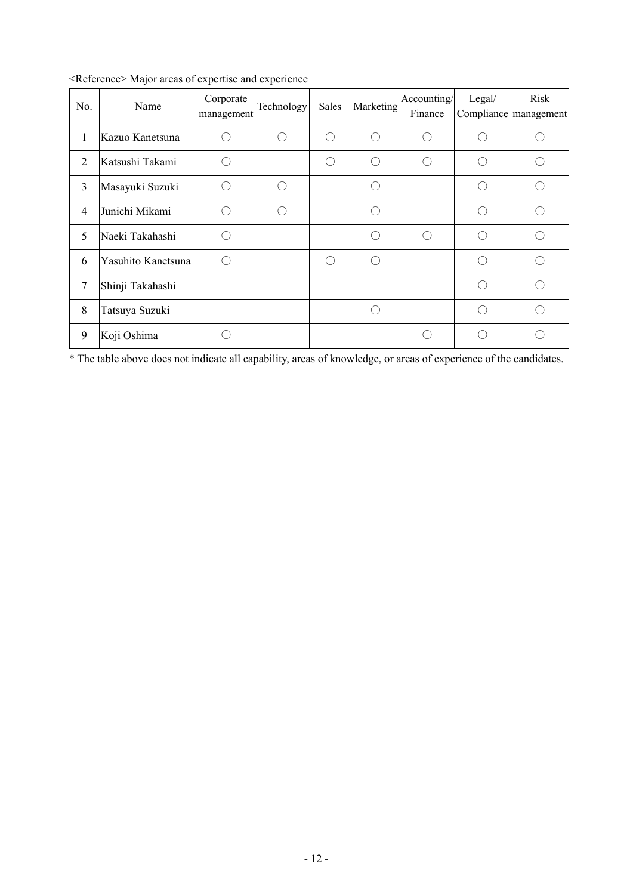<Reference> Major areas of expertise and experience

| No. | Name | Corporate management | Technology | Sales | Marketing | Accounting/ Finance | Legal/ Compliance | Risk management |
|---|---|---|---|---|---|---|---|---|
| 1 | Kazuo Kanetsuna | ○ | ○ | ○ | ○ | ○ | ○ | ○ |
| 2 | Katsushi Takami | ○ | | ○ | ○ | ○ | ○ | ○ |
| 3 | Masayuki Suzuki | ○ | ○ | | ○ | | ○ | ○ |
| 4 | Junichi Mikami | ○ | ○ | | ○ | | ○ | ○ |
| 5 | Naeki Takahashi | ○ | | | ○ | ○ | ○ | ○ |
| 6 | Yasuhito Kanetsuna | ○ | | ○ | ○ | | ○ | ○ |
| 7 | Shinji Takahashi | | | | | | ○ | ○ |
| 8 | Tatsuya Suzuki | | | | ○ | | ○ | ○ |
| 9 | Koji Oshima | ○ | | | | ○ | ○ | ○ |

* The table above does not indicate all capability, areas of knowledge, or areas of experience of the candidates.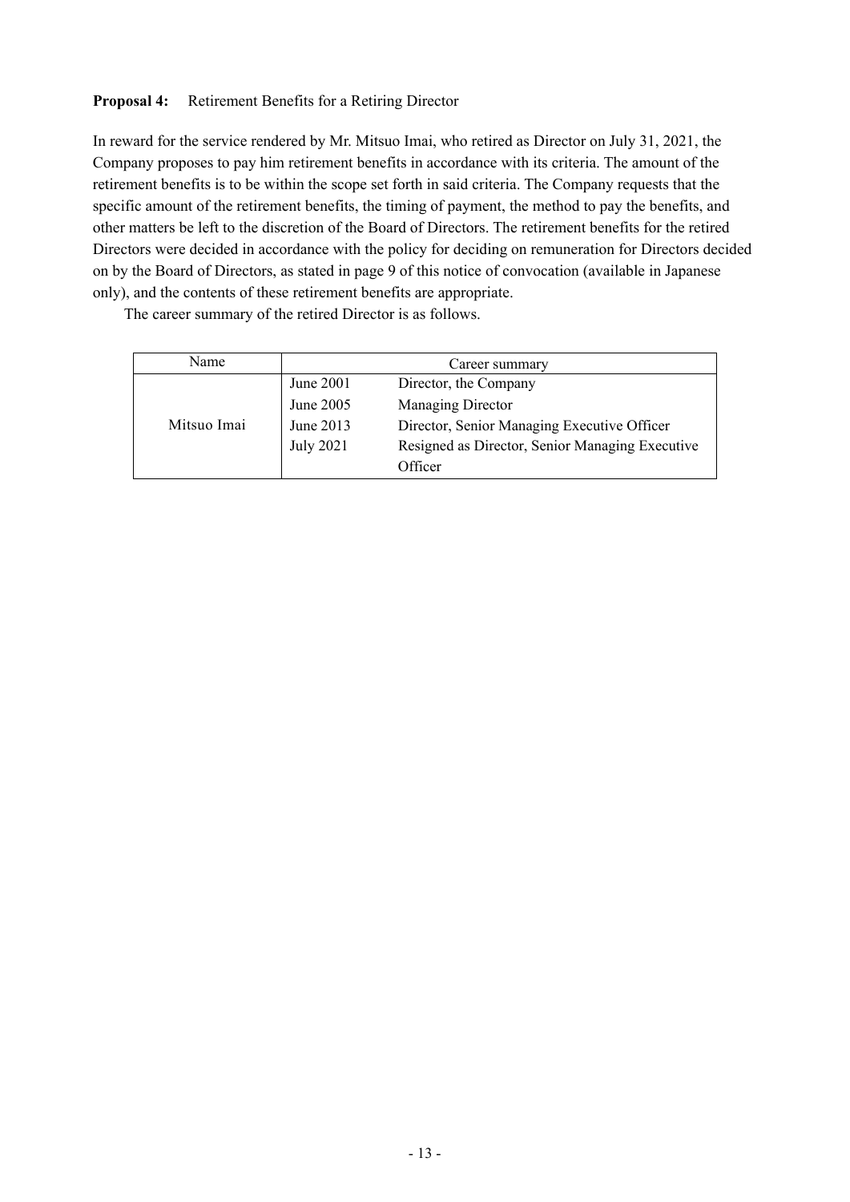**Proposal 4:** Retirement Benefits for a Retiring Director

In reward for the service rendered by Mr. Mitsuo Imai, who retired as Director on July 31, 2021, the Company proposes to pay him retirement benefits in accordance with its criteria. The amount of the retirement benefits is to be within the scope set forth in said criteria. The Company requests that the specific amount of the retirement benefits, the timing of payment, the method to pay the benefits, and other matters be left to the discretion of the Board of Directors. The retirement benefits for the retired Directors were decided in accordance with the policy for deciding on remuneration for Directors decided on by the Board of Directors, as stated in page 9 of this notice of convocation (available in Japanese only), and the contents of these retirement benefits are appropriate.

The career summary of the retired Director is as follows.

| Name | Career summary | |
|---|---|---|
| Mitsuo Imai | June 2001 | Director, the Company |
| | June 2005 | Managing Director |
| | June 2013 | Director, Senior Managing Executive Officer |
| | July 2021 | Resigned as Director, Senior Managing Executive Officer |